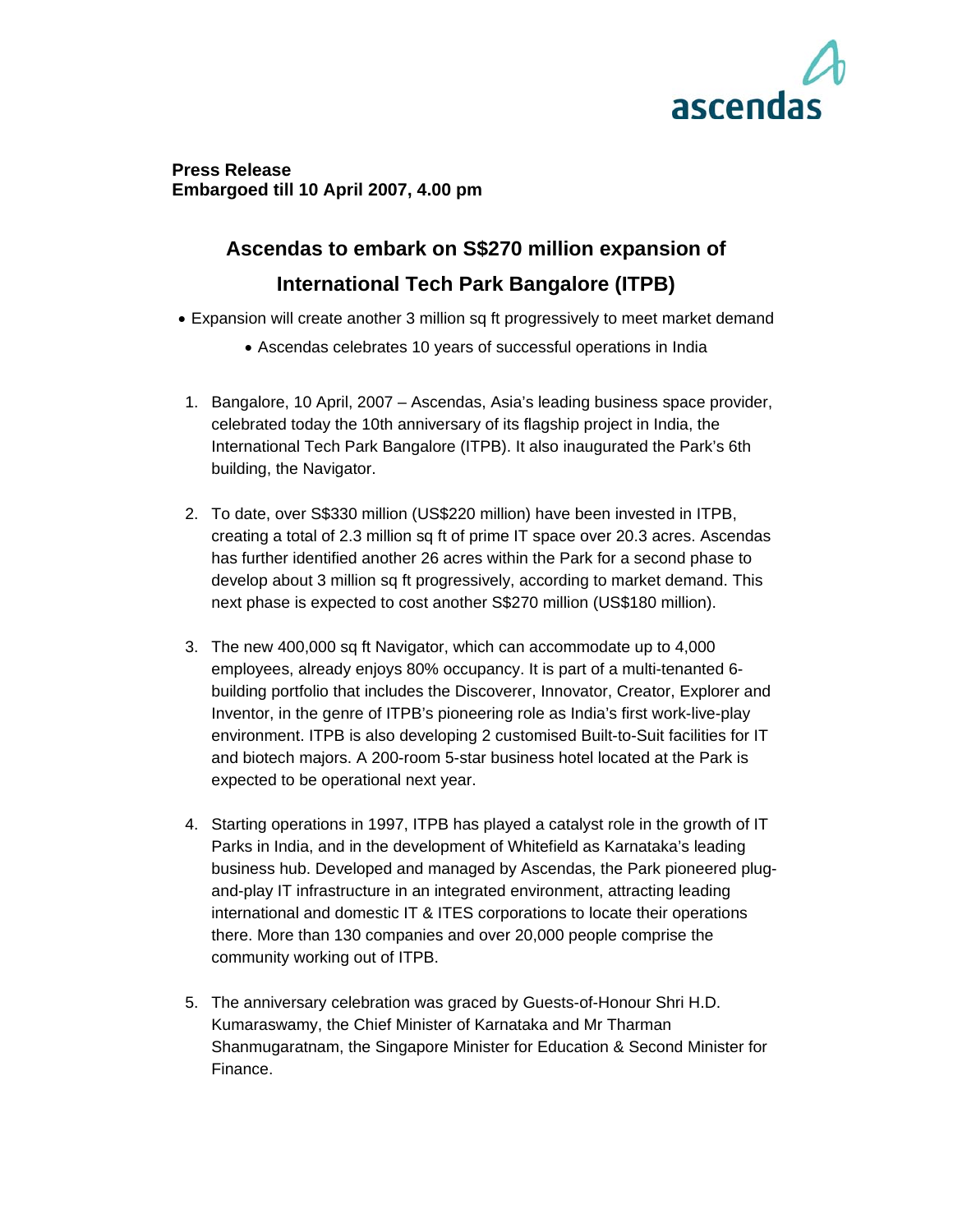ascendas

**Press Release**
**Embargoed till 10 April 2007, 4.00 pm**

# Ascendas to embark on S$270 million expansion of International Tech Park Bangalore (ITPB)

- Expansion will create another 3 million sq ft progressively to meet market demand
- Ascendas celebrates 10 years of successful operations in India

1. Bangalore, 10 April, 2007 – Ascendas, Asia's leading business space provider, celebrated today the 10th anniversary of its flagship project in India, the International Tech Park Bangalore (ITPB). It also inaugurated the Park's 6th building, the Navigator.

2. To date, over S$330 million (US$220 million) have been invested in ITPB, creating a total of 2.3 million sq ft of prime IT space over 20.3 acres. Ascendas has further identified another 26 acres within the Park for a second phase to develop about 3 million sq ft progressively, according to market demand. This next phase is expected to cost another S$270 million (US$180 million).

3. The new 400,000 sq ft Navigator, which can accommodate up to 4,000 employees, already enjoys 80% occupancy. It is part of a multi-tenanted 6-building portfolio that includes the Discoverer, Innovator, Creator, Explorer and Inventor, in the genre of ITPB's pioneering role as India's first work-live-play environment. ITPB is also developing 2 customised Built-to-Suit facilities for IT and biotech majors. A 200-room 5-star business hotel located at the Park is expected to be operational next year.

4. Starting operations in 1997, ITPB has played a catalyst role in the growth of IT Parks in India, and in the development of Whitefield as Karnataka's leading business hub. Developed and managed by Ascendas, the Park pioneered plug-and-play IT infrastructure in an integrated environment, attracting leading international and domestic IT & ITES corporations to locate their operations there. More than 130 companies and over 20,000 people comprise the community working out of ITPB.

5. The anniversary celebration was graced by Guests-of-Honour Shri H.D. Kumaraswamy, the Chief Minister of Karnataka and Mr Tharman Shanmugaratnam, the Singapore Minister for Education & Second Minister for Finance.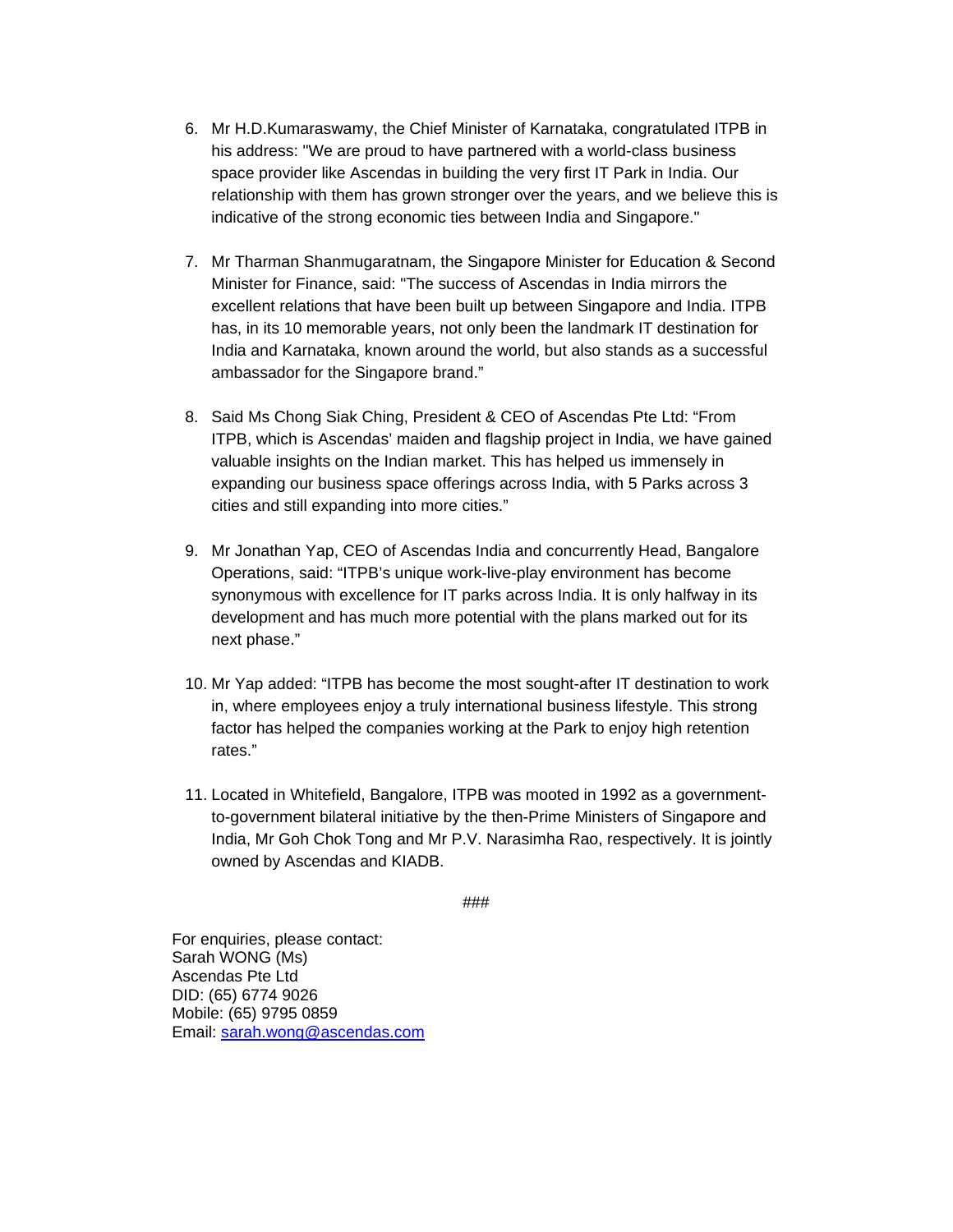6. Mr H.D.Kumaraswamy, the Chief Minister of Karnataka, congratulated ITPB in his address: "We are proud to have partnered with a world-class business space provider like Ascendas in building the very first IT Park in India. Our relationship with them has grown stronger over the years, and we believe this is indicative of the strong economic ties between India and Singapore."

7. Mr Tharman Shanmugaratnam, the Singapore Minister for Education & Second Minister for Finance, said: "The success of Ascendas in India mirrors the excellent relations that have been built up between Singapore and India. ITPB has, in its 10 memorable years, not only been the landmark IT destination for India and Karnataka, known around the world, but also stands as a successful ambassador for the Singapore brand."

8. Said Ms Chong Siak Ching, President & CEO of Ascendas Pte Ltd: "From ITPB, which is Ascendas' maiden and flagship project in India, we have gained valuable insights on the Indian market. This has helped us immensely in expanding our business space offerings across India, with 5 Parks across 3 cities and still expanding into more cities."

9. Mr Jonathan Yap, CEO of Ascendas India and concurrently Head, Bangalore Operations, said: "ITPB's unique work-live-play environment has become synonymous with excellence for IT parks across India. It is only halfway in its development and has much more potential with the plans marked out for its next phase."

10. Mr Yap added: "ITPB has become the most sought-after IT destination to work in, where employees enjoy a truly international business lifestyle. This strong factor has helped the companies working at the Park to enjoy high retention rates."

11. Located in Whitefield, Bangalore, ITPB was mooted in 1992 as a government-to-government bilateral initiative by the then-Prime Ministers of Singapore and India, Mr Goh Chok Tong and Mr P.V. Narasimha Rao, respectively. It is jointly owned by Ascendas and KIADB.

###

For enquiries, please contact:
Sarah WONG (Ms)
Ascendas Pte Ltd
DID: (65) 6774 9026
Mobile: (65) 9795 0859
Email: sarah.wong@ascendas.com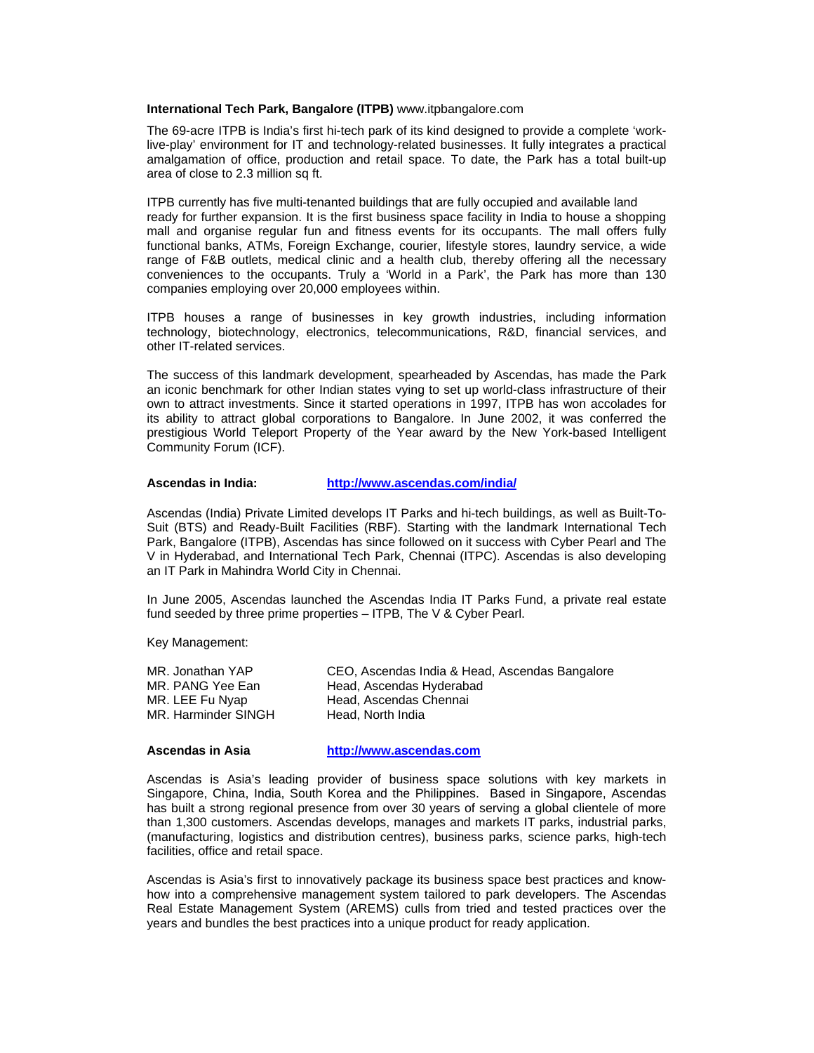**International Tech Park, Bangalore (ITPB)** www.itpbangalore.com

The 69-acre ITPB is India's first hi-tech park of its kind designed to provide a complete 'work-live-play' environment for IT and technology-related businesses. It fully integrates a practical amalgamation of office, production and retail space. To date, the Park has a total built-up area of close to 2.3 million sq ft.

ITPB currently has five multi-tenanted buildings that are fully occupied and available land ready for further expansion. It is the first business space facility in India to house a shopping mall and organise regular fun and fitness events for its occupants. The mall offers fully functional banks, ATMs, Foreign Exchange, courier, lifestyle stores, laundry service, a wide range of F&B outlets, medical clinic and a health club, thereby offering all the necessary conveniences to the occupants. Truly a 'World in a Park', the Park has more than 130 companies employing over 20,000 employees within.

ITPB houses a range of businesses in key growth industries, including information technology, biotechnology, electronics, telecommunications, R&D, financial services, and other IT-related services.

The success of this landmark development, spearheaded by Ascendas, has made the Park an iconic benchmark for other Indian states vying to set up world-class infrastructure of their own to attract investments. Since it started operations in 1997, ITPB has won accolades for its ability to attract global corporations to Bangalore. In June 2002, it was conferred the prestigious World Teleport Property of the Year award by the New York-based Intelligent Community Forum (ICF).

**Ascendas in India:** **http://www.ascendas.com/india/**

Ascendas (India) Private Limited develops IT Parks and hi-tech buildings, as well as Built-To-Suit (BTS) and Ready-Built Facilities (RBF). Starting with the landmark International Tech Park, Bangalore (ITPB), Ascendas has since followed on it success with Cyber Pearl and The V in Hyderabad, and International Tech Park, Chennai (ITPC). Ascendas is also developing an IT Park in Mahindra World City in Chennai.

In June 2005, Ascendas launched the Ascendas India IT Parks Fund, a private real estate fund seeded by three prime properties – ITPB, The V & Cyber Pearl.

Key Management:

| | |
|---|---|
| MR. Jonathan YAP | CEO, Ascendas India & Head, Ascendas Bangalore |
| MR. PANG Yee Ean | Head, Ascendas Hyderabad |
| MR. LEE Fu Nyap | Head, Ascendas Chennai |
| MR. Harminder SINGH | Head, North India |

**Ascendas in Asia** **http://www.ascendas.com**

Ascendas is Asia's leading provider of business space solutions with key markets in Singapore, China, India, South Korea and the Philippines. Based in Singapore, Ascendas has built a strong regional presence from over 30 years of serving a global clientele of more than 1,300 customers. Ascendas develops, manages and markets IT parks, industrial parks, (manufacturing, logistics and distribution centres), business parks, science parks, high-tech facilities, office and retail space.

Ascendas is Asia's first to innovatively package its business space best practices and know-how into a comprehensive management system tailored to park developers. The Ascendas Real Estate Management System (AREMS) culls from tried and tested practices over the years and bundles the best practices into a unique product for ready application.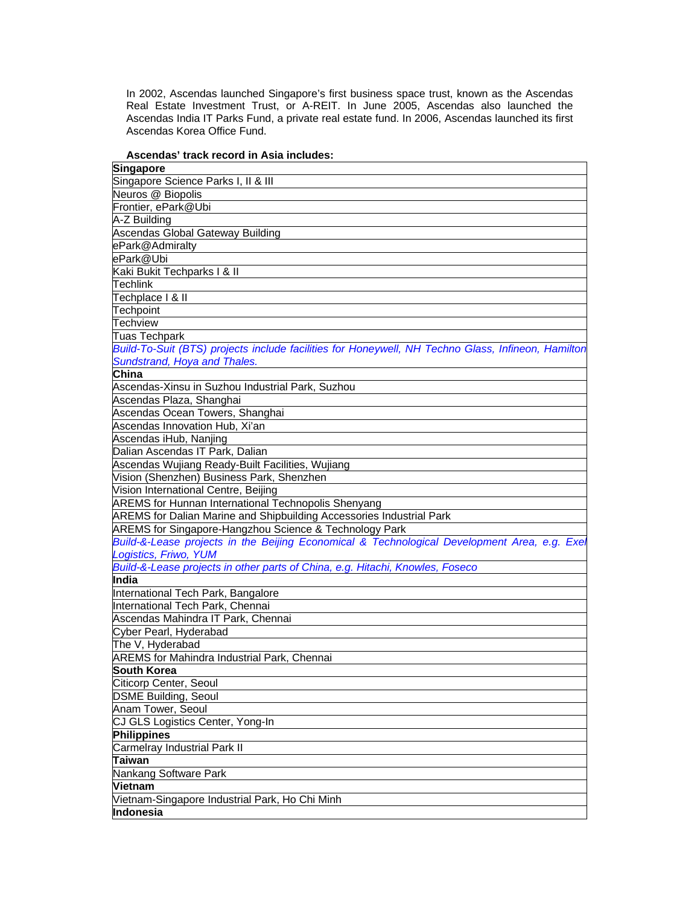In 2002, Ascendas launched Singapore's first business space trust, known as the Ascendas Real Estate Investment Trust, or A-REIT. In June 2005, Ascendas also launched the Ascendas India IT Parks Fund, a private real estate fund. In 2006, Ascendas launched its first Ascendas Korea Office Fund.

**Ascendas' track record in Asia includes:**

| **Singapore** |
|---|
| Singapore Science Parks I, II & III |
| Neuros @ Biopolis |
| Frontier, ePark@Ubi |
| A-Z Building |
| Ascendas Global Gateway Building |
| ePark@Admiralty |
| ePark@Ubi |
| Kaki Bukit Techparks I & II |
| Techlink |
| Techplace I & II |
| Techpoint |
| Techview |
| Tuas Techpark |
| *Build-To-Suit (BTS) projects include facilities for Honeywell, NH Techno Glass, Infineon, Hamilton Sundstrand, Hoya and Thales.* |
| **China** |
| Ascendas-Xinsu in Suzhou Industrial Park, Suzhou |
| Ascendas Plaza, Shanghai |
| Ascendas Ocean Towers, Shanghai |
| Ascendas Innovation Hub, Xi'an |
| Ascendas iHub, Nanjing |
| Dalian Ascendas IT Park, Dalian |
| Ascendas Wujiang Ready-Built Facilities, Wujiang |
| Vision (Shenzhen) Business Park, Shenzhen |
| Vision International Centre, Beijing |
| AREMS for Hunnan International Technopolis Shenyang |
| AREMS for Dalian Marine and Shipbuilding Accessories Industrial Park |
| AREMS for Singapore-Hangzhou Science & Technology Park |
| *Build-&-Lease projects in the Beijing Economical & Technological Development Area, e.g. Exel Logistics, Friwo, YUM* |
| *Build-&-Lease projects in other parts of China, e.g. Hitachi, Knowles, Foseco* |
| **India** |
| International Tech Park, Bangalore |
| International Tech Park, Chennai |
| Ascendas Mahindra IT Park, Chennai |
| Cyber Pearl, Hyderabad |
| The V, Hyderabad |
| AREMS for Mahindra Industrial Park, Chennai |
| **South Korea** |
| Citicorp Center, Seoul |
| DSME Building, Seoul |
| Anam Tower, Seoul |
| CJ GLS Logistics Center, Yong-In |
| **Philippines** |
| Carmelray Industrial Park II |
| **Taiwan** |
| Nankang Software Park |
| **Vietnam** |
| Vietnam-Singapore Industrial Park, Ho Chi Minh |
| **Indonesia** |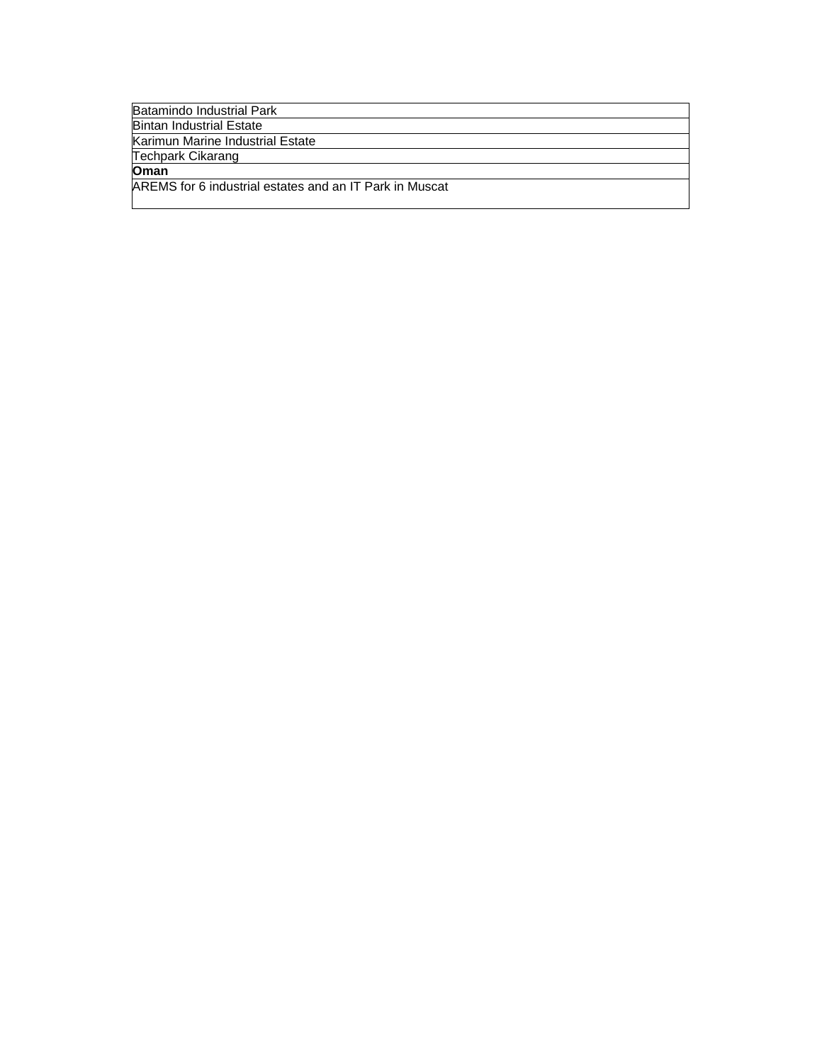| |
|---|
| Batamindo Industrial Park |
| Bintan Industrial Estate |
| Karimun Marine Industrial Estate |
| Techpark Cikarang |
| **Oman** |
| AREMS for 6 industrial estates and an IT Park in Muscat |